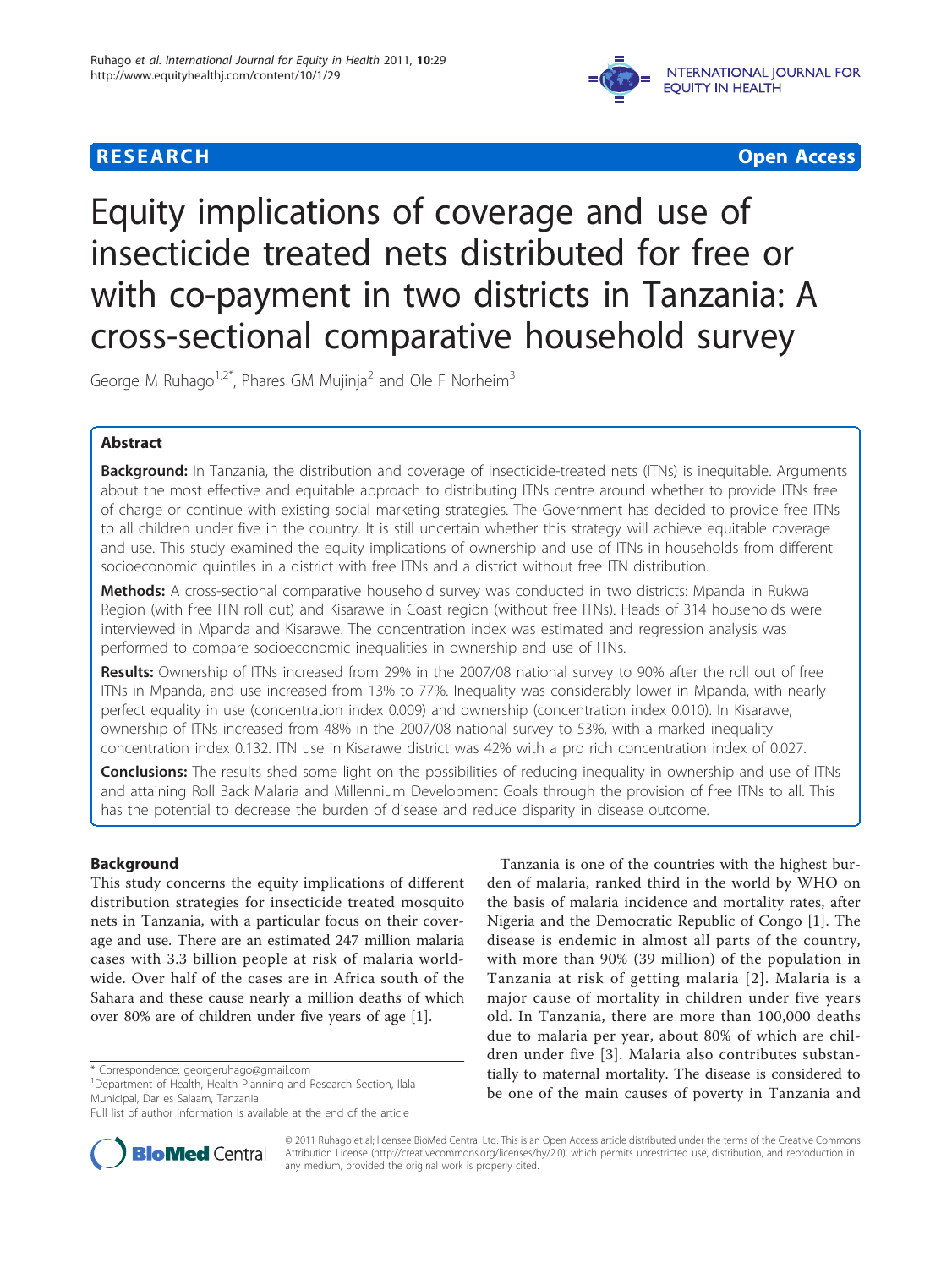**RESEARCH** **Open Access**

# Equity implications of coverage and use of insecticide treated nets distributed for free or with co-payment in two districts in Tanzania: A cross-sectional comparative household survey

George M Ruhago[1,2*], Phares GM Mujinja[2] and Ole F Norheim[3]

## Abstract

**Background:** In Tanzania, the distribution and coverage of insecticide-treated nets (ITNs) is inequitable. Arguments about the most effective and equitable approach to distributing ITNs centre around whether to provide ITNs free of charge or continue with existing social marketing strategies. The Government has decided to provide free ITNs to all children under five in the country. It is still uncertain whether this strategy will achieve equitable coverage and use. This study examined the equity implications of ownership and use of ITNs in households from different socioeconomic quintiles in a district with free ITNs and a district without free ITN distribution.

**Methods:** A cross-sectional comparative household survey was conducted in two districts: Mpanda in Rukwa Region (with free ITN roll out) and Kisarawe in Coast region (without free ITNs). Heads of 314 households were interviewed in Mpanda and Kisarawe. The concentration index was estimated and regression analysis was performed to compare socioeconomic inequalities in ownership and use of ITNs.

**Results:** Ownership of ITNs increased from 29% in the 2007/08 national survey to 90% after the roll out of free ITNs in Mpanda, and use increased from 13% to 77%. Inequality was considerably lower in Mpanda, with nearly perfect equality in use (concentration index 0.009) and ownership (concentration index 0.010). In Kisarawe, ownership of ITNs increased from 48% in the 2007/08 national survey to 53%, with a marked inequality concentration index 0.132. ITN use in Kisarawe district was 42% with a pro rich concentration index of 0.027.

**Conclusions:** The results shed some light on the possibilities of reducing inequality in ownership and use of ITNs and attaining Roll Back Malaria and Millennium Development Goals through the provision of free ITNs to all. This has the potential to decrease the burden of disease and reduce disparity in disease outcome.

## Background

This study concerns the equity implications of different distribution strategies for insecticide treated mosquito nets in Tanzania, with a particular focus on their coverage and use. There are an estimated 247 million malaria cases with 3.3 billion people at risk of malaria worldwide. Over half of the cases are in Africa south of the Sahara and these cause nearly a million deaths of which over 80% are of children under five years of age [1].

Tanzania is one of the countries with the highest burden of malaria, ranked third in the world by WHO on the basis of malaria incidence and mortality rates, after Nigeria and the Democratic Republic of Congo [1]. The disease is endemic in almost all parts of the country, with more than 90% (39 million) of the population in Tanzania at risk of getting malaria [2]. Malaria is a major cause of mortality in children under five years old. In Tanzania, there are more than 100,000 deaths due to malaria per year, about 80% of which are children under five [3]. Malaria also contributes substantially to maternal mortality. The disease is considered to be one of the main causes of poverty in Tanzania and

\* Correspondence: georgeruhago@gmail.com
[1]Department of Health, Health Planning and Research Section, Ilala Municipal, Dar es Salaam, Tanzania
Full list of author information is available at the end of the article

© 2011 Ruhago et al; licensee BioMed Central Ltd. This is an Open Access article distributed under the terms of the Creative Commons Attribution License (http://creativecommons.org/licenses/by/2.0), which permits unrestricted use, distribution, and reproduction in any medium, provided the original work is properly cited.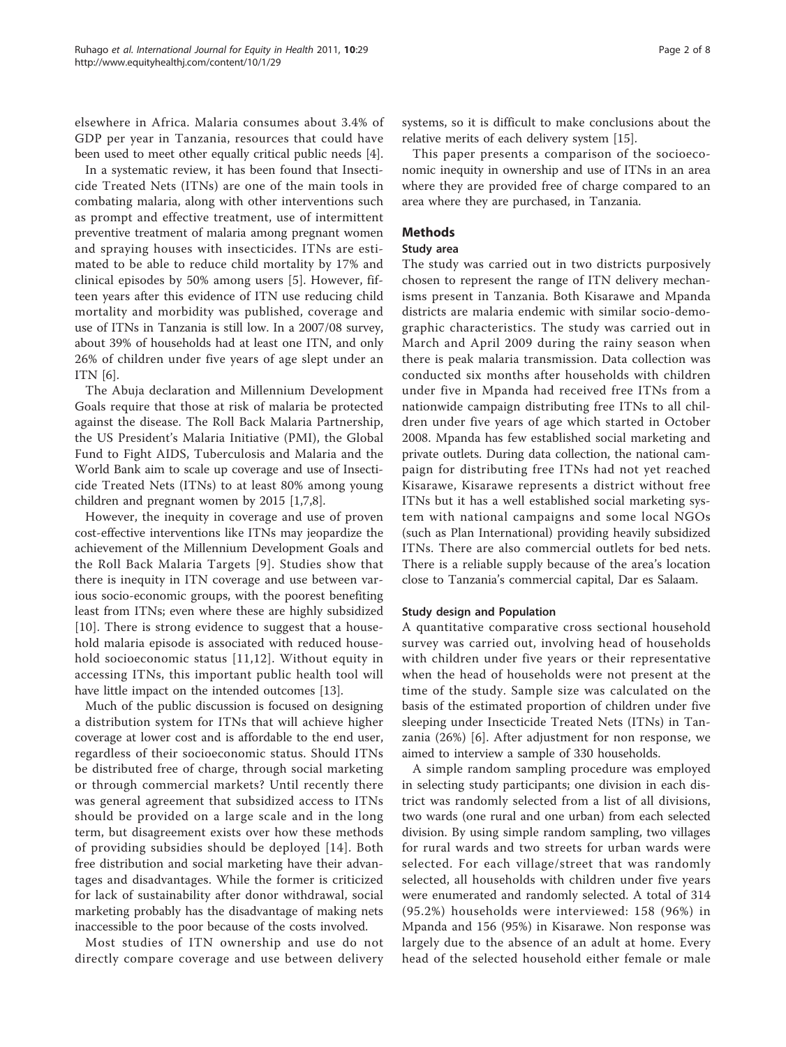elsewhere in Africa. Malaria consumes about 3.4% of GDP per year in Tanzania, resources that could have been used to meet other equally critical public needs [4].

In a systematic review, it has been found that Insecticide Treated Nets (ITNs) are one of the main tools in combating malaria, along with other interventions such as prompt and effective treatment, use of intermittent preventive treatment of malaria among pregnant women and spraying houses with insecticides. ITNs are estimated to be able to reduce child mortality by 17% and clinical episodes by 50% among users [5]. However, fifteen years after this evidence of ITN use reducing child mortality and morbidity was published, coverage and use of ITNs in Tanzania is still low. In a 2007/08 survey, about 39% of households had at least one ITN, and only 26% of children under five years of age slept under an ITN [6].

The Abuja declaration and Millennium Development Goals require that those at risk of malaria be protected against the disease. The Roll Back Malaria Partnership, the US President's Malaria Initiative (PMI), the Global Fund to Fight AIDS, Tuberculosis and Malaria and the World Bank aim to scale up coverage and use of Insecticide Treated Nets (ITNs) to at least 80% among young children and pregnant women by 2015 [1,7,8].

However, the inequity in coverage and use of proven cost-effective interventions like ITNs may jeopardize the achievement of the Millennium Development Goals and the Roll Back Malaria Targets [9]. Studies show that there is inequity in ITN coverage and use between various socio-economic groups, with the poorest benefiting least from ITNs; even where these are highly subsidized [10]. There is strong evidence to suggest that a household malaria episode is associated with reduced household socioeconomic status [11,12]. Without equity in accessing ITNs, this important public health tool will have little impact on the intended outcomes [13].

Much of the public discussion is focused on designing a distribution system for ITNs that will achieve higher coverage at lower cost and is affordable to the end user, regardless of their socioeconomic status. Should ITNs be distributed free of charge, through social marketing or through commercial markets? Until recently there was general agreement that subsidized access to ITNs should be provided on a large scale and in the long term, but disagreement exists over how these methods of providing subsidies should be deployed [14]. Both free distribution and social marketing have their advantages and disadvantages. While the former is criticized for lack of sustainability after donor withdrawal, social marketing probably has the disadvantage of making nets inaccessible to the poor because of the costs involved.

Most studies of ITN ownership and use do not directly compare coverage and use between delivery systems, so it is difficult to make conclusions about the relative merits of each delivery system [15].

This paper presents a comparison of the socioeconomic inequity in ownership and use of ITNs in an area where they are provided free of charge compared to an area where they are purchased, in Tanzania.

## Methods

### Study area

The study was carried out in two districts purposively chosen to represent the range of ITN delivery mechanisms present in Tanzania. Both Kisarawe and Mpanda districts are malaria endemic with similar socio-demographic characteristics. The study was carried out in March and April 2009 during the rainy season when there is peak malaria transmission. Data collection was conducted six months after households with children under five in Mpanda had received free ITNs from a nationwide campaign distributing free ITNs to all children under five years of age which started in October 2008. Mpanda has few established social marketing and private outlets. During data collection, the national campaign for distributing free ITNs had not yet reached Kisarawe, Kisarawe represents a district without free ITNs but it has a well established social marketing system with national campaigns and some local NGOs (such as Plan International) providing heavily subsidized ITNs. There are also commercial outlets for bed nets. There is a reliable supply because of the area's location close to Tanzania's commercial capital, Dar es Salaam.

#### Study design and Population

A quantitative comparative cross sectional household survey was carried out, involving head of households with children under five years or their representative when the head of households were not present at the time of the study. Sample size was calculated on the basis of the estimated proportion of children under five sleeping under Insecticide Treated Nets (ITNs) in Tanzania (26%) [6]. After adjustment for non response, we aimed to interview a sample of 330 households.

A simple random sampling procedure was employed in selecting study participants; one division in each district was randomly selected from a list of all divisions, two wards (one rural and one urban) from each selected division. By using simple random sampling, two villages for rural wards and two streets for urban wards were selected. For each village/street that was randomly selected, all households with children under five years were enumerated and randomly selected. A total of 314 (95.2%) households were interviewed: 158 (96%) in Mpanda and 156 (95%) in Kisarawe. Non response was largely due to the absence of an adult at home. Every head of the selected household either female or male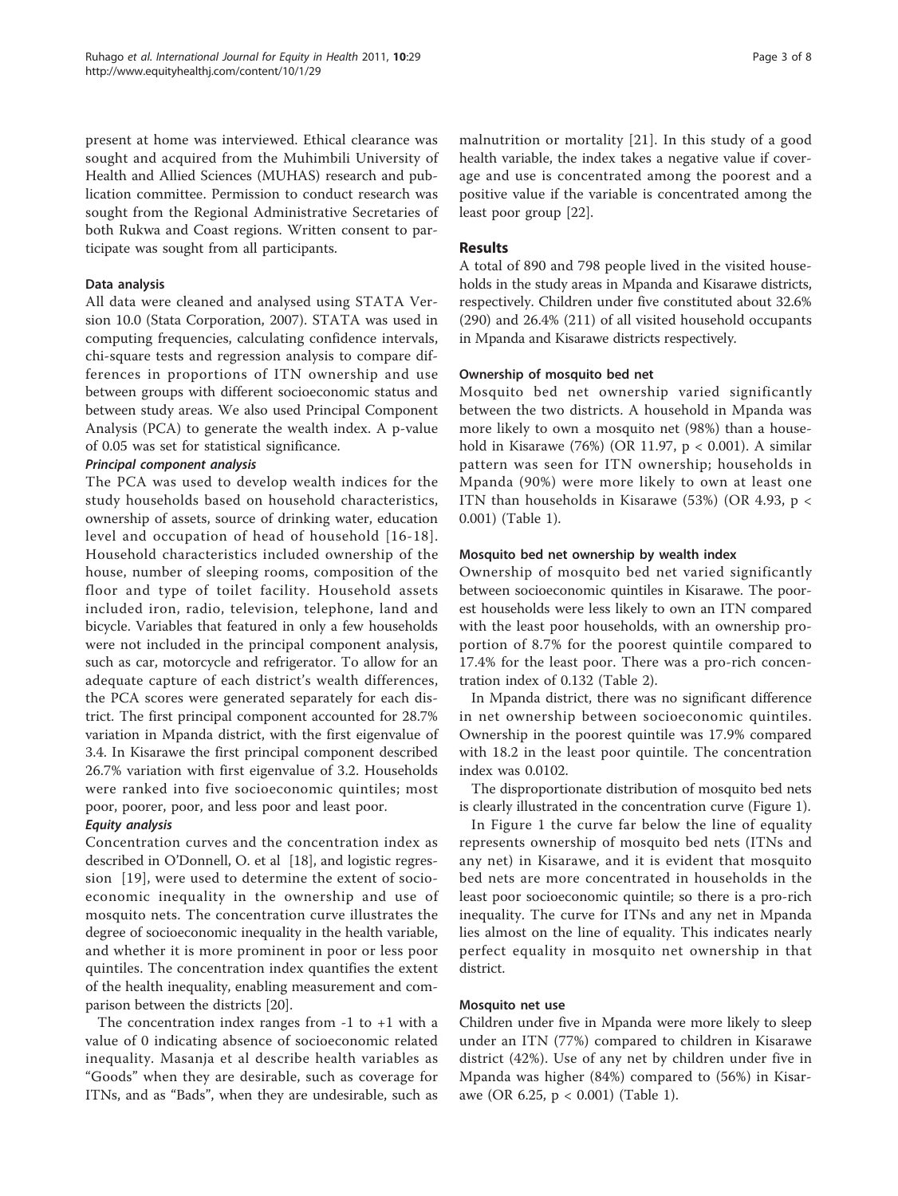present at home was interviewed. Ethical clearance was sought and acquired from the Muhimbili University of Health and Allied Sciences (MUHAS) research and publication committee. Permission to conduct research was sought from the Regional Administrative Secretaries of both Rukwa and Coast regions. Written consent to participate was sought from all participants.

### Data analysis

All data were cleaned and analysed using STATA Version 10.0 (Stata Corporation, 2007). STATA was used in computing frequencies, calculating confidence intervals, chi-square tests and regression analysis to compare differences in proportions of ITN ownership and use between groups with different socioeconomic status and between study areas. We also used Principal Component Analysis (PCA) to generate the wealth index. A p-value of 0.05 was set for statistical significance.

#### *Principal component analysis*

The PCA was used to develop wealth indices for the study households based on household characteristics, ownership of assets, source of drinking water, education level and occupation of head of household [16-18]. Household characteristics included ownership of the house, number of sleeping rooms, composition of the floor and type of toilet facility. Household assets included iron, radio, television, telephone, land and bicycle. Variables that featured in only a few households were not included in the principal component analysis, such as car, motorcycle and refrigerator. To allow for an adequate capture of each district's wealth differences, the PCA scores were generated separately for each district. The first principal component accounted for 28.7% variation in Mpanda district, with the first eigenvalue of 3.4. In Kisarawe the first principal component described 26.7% variation with first eigenvalue of 3.2. Households were ranked into five socioeconomic quintiles; most poor, poorer, poor, and less poor and least poor.

#### *Equity analysis*

Concentration curves and the concentration index as described in O'Donnell, O. et al [18], and logistic regression [19], were used to determine the extent of socioeconomic inequality in the ownership and use of mosquito nets. The concentration curve illustrates the degree of socioeconomic inequality in the health variable, and whether it is more prominent in poor or less poor quintiles. The concentration index quantifies the extent of the health inequality, enabling measurement and comparison between the districts [20].

The concentration index ranges from -1 to +1 with a value of 0 indicating absence of socioeconomic related inequality. Masanja et al describe health variables as "Goods" when they are desirable, such as coverage for ITNs, and as "Bads", when they are undesirable, such as malnutrition or mortality [21]. In this study of a good health variable, the index takes a negative value if coverage and use is concentrated among the poorest and a positive value if the variable is concentrated among the least poor group [22].

## Results

A total of 890 and 798 people lived in the visited households in the study areas in Mpanda and Kisarawe districts, respectively. Children under five constituted about 32.6% (290) and 26.4% (211) of all visited household occupants in Mpanda and Kisarawe districts respectively.

### Ownership of mosquito bed net

Mosquito bed net ownership varied significantly between the two districts. A household in Mpanda was more likely to own a mosquito net (98%) than a household in Kisarawe (76%) (OR 11.97, $p < 0.001$). A similar pattern was seen for ITN ownership; households in Mpanda (90%) were more likely to own at least one ITN than households in Kisarawe (53%) (OR 4.93, $p < 0.001$) (Table 1).

### Mosquito bed net ownership by wealth index

Ownership of mosquito bed net varied significantly between socioeconomic quintiles in Kisarawe. The poorest households were less likely to own an ITN compared with the least poor households, with an ownership proportion of 8.7% for the poorest quintile compared to 17.4% for the least poor. There was a pro-rich concentration index of 0.132 (Table 2).

In Mpanda district, there was no significant difference in net ownership between socioeconomic quintiles. Ownership in the poorest quintile was 17.9% compared with 18.2 in the least poor quintile. The concentration index was 0.0102.

The disproportionate distribution of mosquito bed nets is clearly illustrated in the concentration curve (Figure 1).

In Figure 1 the curve far below the line of equality represents ownership of mosquito bed nets (ITNs and any net) in Kisarawe, and it is evident that mosquito bed nets are more concentrated in households in the least poor socioeconomic quintile; so there is a pro-rich inequality. The curve for ITNs and any net in Mpanda lies almost on the line of equality. This indicates nearly perfect equality in mosquito net ownership in that district.

### Mosquito net use

Children under five in Mpanda were more likely to sleep under an ITN (77%) compared to children in Kisarawe district (42%). Use of any net by children under five in Mpanda was higher (84%) compared to (56%) in Kisarawe (OR 6.25, $p < 0.001$) (Table 1).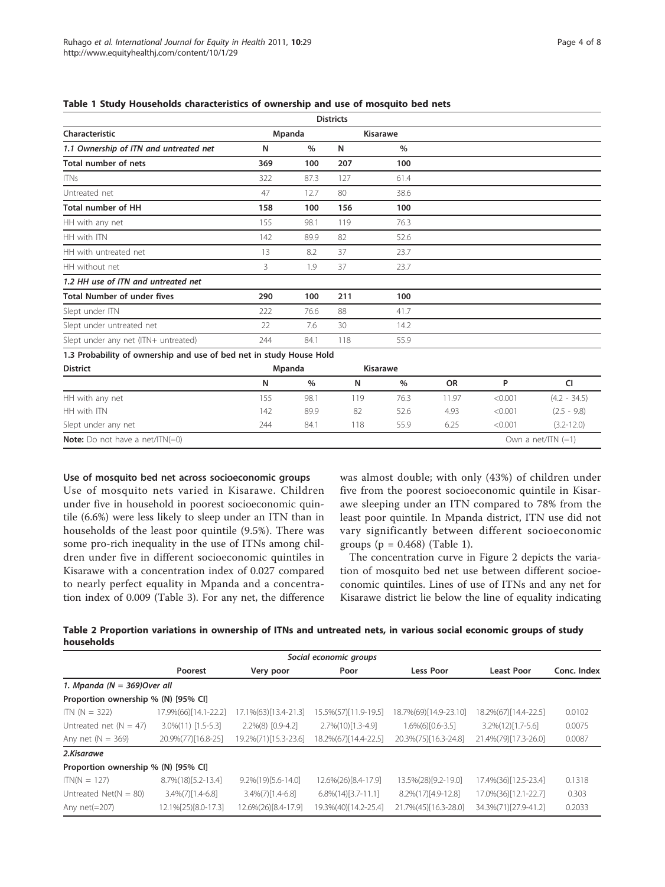**Table 1 Study Households characteristics of ownership and use of mosquito bed nets**

| | Districts | | | | | | |
|---|---|---|---|---|---|---|---|
| **Characteristic** | **Mpanda** | | **Kisarawe** | | | | |
| ***1.1 Ownership of ITN and untreated net*** | **N** | **%** | **N** | **%** | | | |
| **Total number of nets** | **369** | **100** | **207** | **100** | | | |
| ITNs | 322 | 87.3 | 127 | 61.4 | | | |
| Untreated net | 47 | 12.7 | 80 | 38.6 | | | |
| **Total number of HH** | **158** | **100** | **156** | **100** | | | |
| HH with any net | 155 | 98.1 | 119 | 76.3 | | | |
| HH with ITN | 142 | 89.9 | 82 | 52.6 | | | |
| HH with untreated net | 13 | 8.2 | 37 | 23.7 | | | |
| HH without net | 3 | 1.9 | 37 | 23.7 | | | |
| ***1.2 HH use of ITN and untreated net*** | | | | | | | |
| **Total Number of under fives** | **290** | **100** | **211** | **100** | | | |
| Slept under ITN | 222 | 76.6 | 88 | 41.7 | | | |
| Slept under untreated net | 22 | 7.6 | 30 | 14.2 | | | |
| Slept under any net (ITN+ untreated) | 244 | 84.1 | 118 | 55.9 | | | |
| **1.3 Probability of ownership and use of bed net in study House Hold** | | | | | | | |
| **District** | **Mpanda** | | **Kisarawe** | | | | |
| | **N** | **%** | **N** | **%** | **OR** | **P** | **CI** |
| HH with any net | 155 | 98.1 | 119 | 76.3 | 11.97 | <0.001 | (4.2 - 34.5) |
| HH with ITN | 142 | 89.9 | 82 | 52.6 | 4.93 | <0.001 | (2.5 - 9.8) |
| Slept under any net | 244 | 84.1 | 118 | 55.9 | 6.25 | <0.001 | (3.2-12.0) |
| **Note:** Do not have a net/ITN(=0) | | | | | | | Own a net/ITN (=1) |

### Use of mosquito bed net across socioeconomic groups

Use of mosquito nets varied in Kisarawe. Children under five in household in poorest socioeconomic quintile (6.6%) were less likely to sleep under an ITN than in households of the least poor quintile (9.5%). There was some pro-rich inequality in the use of ITNs among children under five in different socioeconomic quintiles in Kisarawe with a concentration index of 0.027 compared to nearly perfect equality in Mpanda and a concentration index of 0.009 (Table 3). For any net, the difference was almost double; with only (43%) of children under five from the poorest socioeconomic quintile in Kisarawe sleeping under an ITN compared to 78% from the least poor quintile. In Mpanda district, ITN use did not vary significantly between different socioeconomic groups ($p = 0.468$) (Table 1).

The concentration curve in Figure 2 depicts the variation of mosquito bed net use between different socioeconomic quintiles. Lines of use of ITNs and any net for Kisarawe district lie below the line of equality indicating

**Table 2 Proportion variations in ownership of ITNs and untreated nets, in various social economic groups of study households**

| | *Social economic groups* | | | | | |
|---|---|---|---|---|---|---|
| | **Poorest** | **Very poor** | **Poor** | **Less Poor** | **Least Poor** | **Conc. Index** |
| ***1. Mpanda (N = 369)Over all*** | | | | | | |
| **Proportion ownership % (N) [95% CI]** | | | | | | |
| ITN (N = 322) | 17.9%(66)[14.1-22.2] | 17.1%(63)[13.4-21.3] | 15.5%(57)[11.9-19.5] | 18.7%(69)[14.9-23.10] | 18.2%(67)[14.4-22.5] | 0.0102 |
| Untreated net (N = 47) | 3.0%(11) [1.5-5.3] | 2.2%(8) [0.9-4.2] | 2.7%(10)[1.3-4.9] | 1.6%(6)[0.6-3.5] | 3.2%(12)[1.7-5.6] | 0.0075 |
| Any net (N = 369) | 20.9%(77)[16.8-25] | 19.2%(71)[15.3-23.6] | 18.2%(67)[14.4-22.5] | 20.3%(75)[16.3-24.8] | 21.4%(79)[17.3-26.0] | 0.0087 |
| ***2.Kisarawe*** | | | | | | |
| **Proportion ownership % (N) [95% CI]** | | | | | | |
| ITN(N = 127) | 8.7%(18)[5.2-13.4] | 9.2%(19)[5.6-14.0] | 12.6%(26)[8.4-17.9] | 13.5%(28)[9.2-19.0] | 17.4%(36)[12.5-23.4] | 0.1318 |
| Untreated Net(N = 80) | 3.4%(7)[1.4-6.8] | 3.4%(7)[1.4-6.8] | 6.8%(14)[3.7-11.1] | 8.2%(17)[4.9-12.8] | 17.0%(36)[12.1-22.7] | 0.303 |
| Any net(=207) | 12.1%[25][8.0-17.3] | 12.6%(26)[8.4-17.9] | 19.3%(40)[14.2-25.4] | 21.7%(45)[16.3-28.0] | 34.3%(71)[27.9-41.2] | 0.2033 |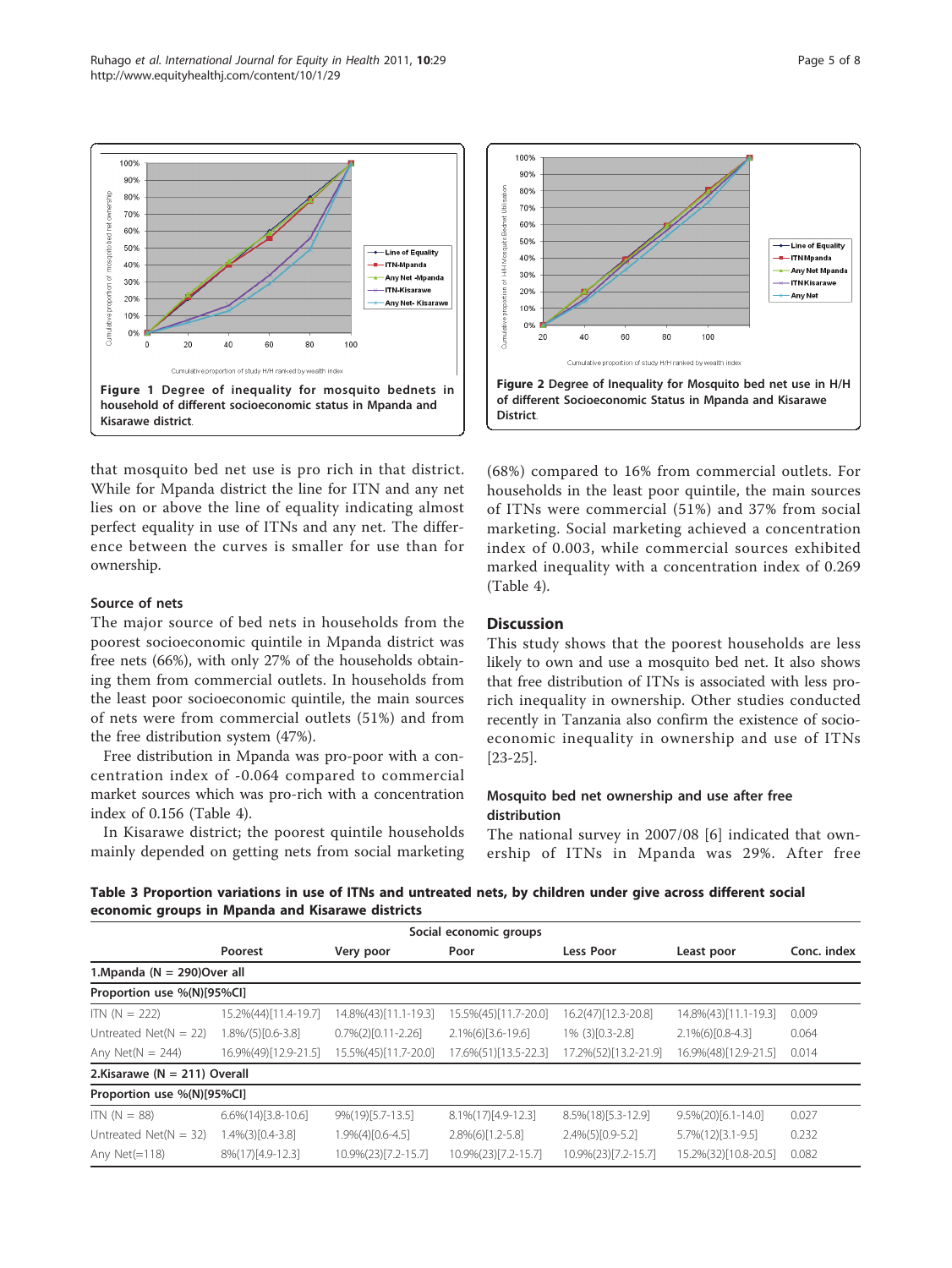**Figure 1 Degree of inequality for mosquito bednets in household of different socioeconomic status in Mpanda and Kisarawe district.**

**Figure 2 Degree of Inequality for Mosquito bed net use in H/H of different Socioeconomic Status in Mpanda and Kisarawe District.**

that mosquito bed net use is pro rich in that district. While for Mpanda district the line for ITN and any net lies on or above the line of equality indicating almost perfect equality in use of ITNs and any net. The difference between the curves is smaller for use than for ownership.

### Source of nets

The major source of bed nets in households from the poorest socioeconomic quintile in Mpanda district was free nets (66%), with only 27% of the households obtaining them from commercial outlets. In households from the least poor socioeconomic quintile, the main sources of nets were from commercial outlets (51%) and from the free distribution system (47%).

Free distribution in Mpanda was pro-poor with a concentration index of -0.064 compared to commercial market sources which was pro-rich with a concentration index of 0.156 (Table 4).

In Kisarawe district; the poorest quintile households mainly depended on getting nets from social marketing (68%) compared to 16% from commercial outlets. For households in the least poor quintile, the main sources of ITNs were commercial (51%) and 37% from social marketing. Social marketing achieved a concentration index of 0.003, while commercial sources exhibited marked inequality with a concentration index of 0.269 (Table 4).

## Discussion

This study shows that the poorest households are less likely to own and use a mosquito bed net. It also shows that free distribution of ITNs is associated with less pro-rich inequality in ownership. Other studies conducted recently in Tanzania also confirm the existence of socio-economic inequality in ownership and use of ITNs [23-25].

### Mosquito bed net ownership and use after free distribution

The national survey in 2007/08 [6] indicated that ownership of ITNs in Mpanda was 29%. After free

**Table 3 Proportion variations in use of ITNs and untreated nets, by children under give across different social economic groups in Mpanda and Kisarawe districts**

| | Social economic groups | | | | | |
|---|---|---|---|---|---|---|
| | Poorest | Very poor | Poor | Less Poor | Least poor | Conc. index |
| **1.Mpanda (N = 290)Over all** | | | | | | |
| **Proportion use %(N)[95%CI]** | | | | | | |
| ITN (N = 222) | 15.2%(44)[11.4-19.7] | 14.8%(43)[11.1-19.3] | 15.5%(45)[11.7-20.0] | 16.2(47)[12.3-20.8] | 14.8%(43)[11.1-19.3] | 0.009 |
| Untreated Net(N = 22) | 1.8%/(5)[0.6-3.8] | 0.7%(2)[0.11-2.26] | 2.1%(6)[3.6-19.6] | 1% (3)[0.3-2.8] | 2.1%(6)[0.8-4.3] | 0.064 |
| Any Net(N = 244) | 16.9%(49)[12.9-21.5] | 15.5%(45)[11.7-20.0] | 17.6%(51)[13.5-22.3] | 17.2%(52)[13.2-21.9] | 16.9%(48)[12.9-21.5] | 0.014 |
| **2.Kisarawe (N = 211) Overall** | | | | | | |
| **Proportion use %(N)[95%CI]** | | | | | | |
| ITN (N = 88) | 6.6%(14)[3.8-10.6] | 9%(19)[5.7-13.5] | 8.1%(17)[4.9-12.3] | 8.5%(18)[5.3-12.9] | 9.5%(20)[6.1-14.0] | 0.027 |
| Untreated Net(N = 32) | 1.4%(3)[0.4-3.8] | 1.9%(4)[0.6-4.5] | 2.8%(6)[1.2-5.8] | 2.4%(5)[0.9-5.2] | 5.7%(12)[3.1-9.5] | 0.232 |
| Any Net(=118) | 8%(17)[4.9-12.3] | 10.9%(23)[7.2-15.7] | 10.9%(23)[7.2-15.7] | 10.9%(23)[7.2-15.7] | 15.2%(32)[10.8-20.5] | 0.082 |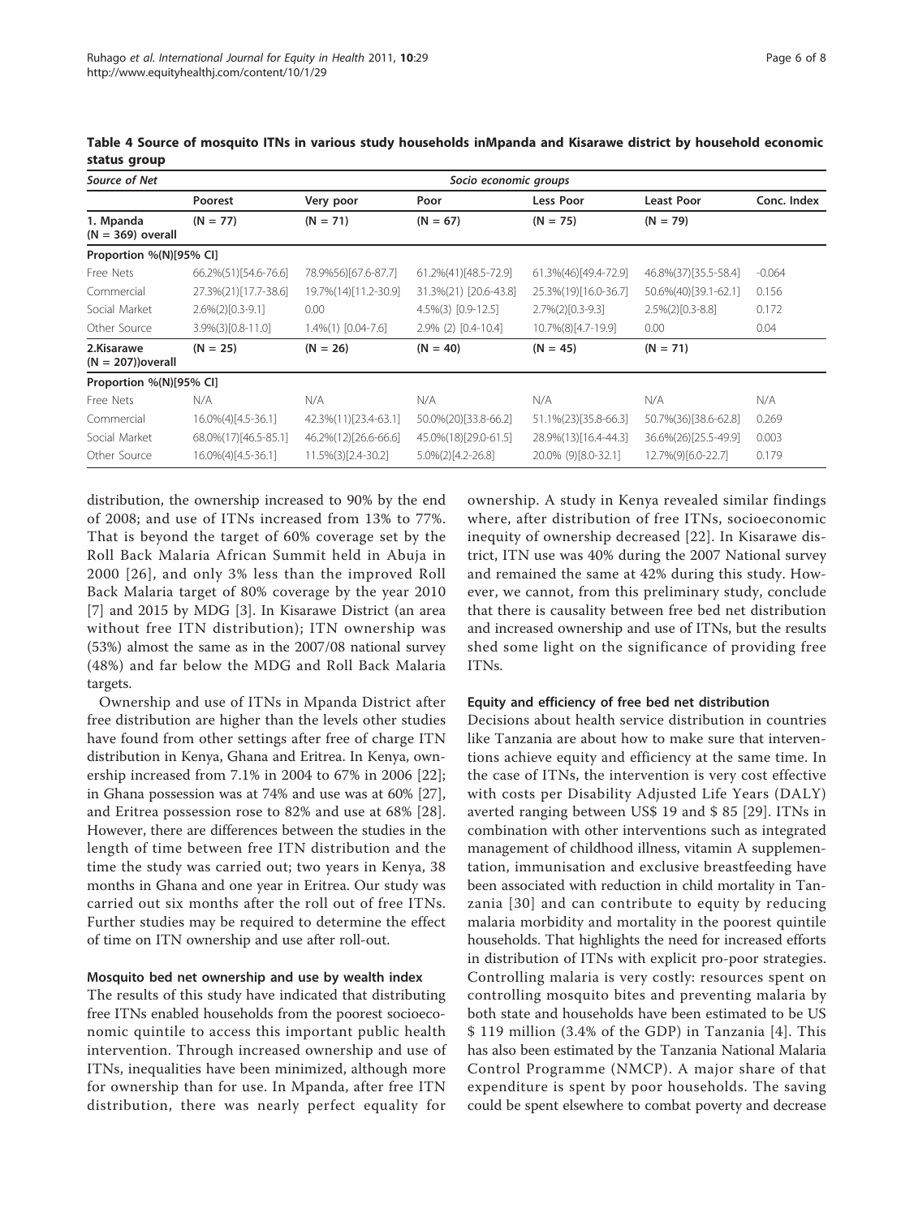**Table 4 Source of mosquito ITNs in various study households inMpanda and Kisarawe district by household economic status group**

| *Source of Net* | *Socio economic groups* | | | | | |
|---|---|---|---|---|---|---|
| | **Poorest** | **Very poor** | **Poor** | **Less Poor** | **Least Poor** | **Conc. Index** |
| **1. Mpanda (N = 369) overall** | **(N = 77)** | **(N = 71)** | **(N = 67)** | **(N = 75)** | **(N = 79)** | |
| **Proportion %(N)[95% CI]** | | | | | | |
| Free Nets | 66.2%(51)[54.6-76.6] | 78.9%56)[67.6-87.7] | 61.2%(41)[48.5-72.9] | 61.3%(46)[49.4-72.9] | 46.8%(37)[35.5-58.4] | -0.064 |
| Commercial | 27.3%(21)[17.7-38.6] | 19.7%(14)[11.2-30.9] | 31.3%(21) [20.6-43.8] | 25.3%(19)[16.0-36.7] | 50.6%(40)[39.1-62.1] | 0.156 |
| Social Market | 2.6%(2)[0.3-9.1] | 0.00 | 4.5%(3) [0.9-12.5] | 2.7%(2)[0.3-9.3] | 2.5%(2)[0.3-8.8] | 0.172 |
| Other Source | 3.9%(3)[0.8-11.0] | 1.4%(1) [0.04-7.6] | 2.9% (2) [0.4-10.4] | 10.7%(8)[4.7-19.9] | 0.00 | 0.04 |
| **2.Kisarawe (N = 207))overall** | **(N = 25)** | **(N = 26)** | **(N = 40)** | **(N = 45)** | **(N = 71)** | |
| **Proportion %(N)[95% CI]** | | | | | | |
| Free Nets | N/A | N/A | N/A | N/A | N/A | N/A |
| Commercial | 16.0%(4)[4.5-36.1] | 42.3%(11)[23.4-63.1] | 50.0%(20)[33.8-66.2] | 51.1%(23)[35.8-66.3] | 50.7%(36)[38.6-62.8] | 0.269 |
| Social Market | 68.0%(17)[46.5-85.1] | 46.2%(12)[26.6-66.6] | 45.0%(18)[29.0-61.5] | 28.9%(13)[16.4-44.3] | 36.6%(26)[25.5-49.9] | 0.003 |
| Other Source | 16.0%(4)[4.5-36.1] | 11.5%(3)[2.4-30.2] | 5.0%(2)[4.2-26.8] | 20.0% (9)[8.0-32.1] | 12.7%(9)[6.0-22.7] | 0.179 |

distribution, the ownership increased to 90% by the end of 2008; and use of ITNs increased from 13% to 77%. That is beyond the target of 60% coverage set by the Roll Back Malaria African Summit held in Abuja in 2000 [26], and only 3% less than the improved Roll Back Malaria target of 80% coverage by the year 2010 [7] and 2015 by MDG [3]. In Kisarawe District (an area without free ITN distribution); ITN ownership was (53%) almost the same as in the 2007/08 national survey (48%) and far below the MDG and Roll Back Malaria targets.

Ownership and use of ITNs in Mpanda District after free distribution are higher than the levels other studies have found from other settings after free of charge ITN distribution in Kenya, Ghana and Eritrea. In Kenya, ownership increased from 7.1% in 2004 to 67% in 2006 [22]; in Ghana possession was at 74% and use was at 60% [27], and Eritrea possession rose to 82% and use at 68% [28]. However, there are differences between the studies in the length of time between free ITN distribution and the time the study was carried out; two years in Kenya, 38 months in Ghana and one year in Eritrea. Our study was carried out six months after the roll out of free ITNs. Further studies may be required to determine the effect of time on ITN ownership and use after roll-out.

#### Mosquito bed net ownership and use by wealth index

The results of this study have indicated that distributing free ITNs enabled households from the poorest socioeconomic quintile to access this important public health intervention. Through increased ownership and use of ITNs, inequalities have been minimized, although more for ownership than for use. In Mpanda, after free ITN distribution, there was nearly perfect equality for ownership. A study in Kenya revealed similar findings where, after distribution of free ITNs, socioeconomic inequity of ownership decreased [22]. In Kisarawe district, ITN use was 40% during the 2007 National survey and remained the same at 42% during this study. However, we cannot, from this preliminary study, conclude that there is causality between free bed net distribution and increased ownership and use of ITNs, but the results shed some light on the significance of providing free ITNs.

#### Equity and efficiency of free bed net distribution

Decisions about health service distribution in countries like Tanzania are about how to make sure that interventions achieve equity and efficiency at the same time. In the case of ITNs, the intervention is very cost effective with costs per Disability Adjusted Life Years (DALY) averted ranging between US$ 19 and $ 85 [29]. ITNs in combination with other interventions such as integrated management of childhood illness, vitamin A supplementation, immunisation and exclusive breastfeeding have been associated with reduction in child mortality in Tanzania [30] and can contribute to equity by reducing malaria morbidity and mortality in the poorest quintile households. That highlights the need for increased efforts in distribution of ITNs with explicit pro-poor strategies. Controlling malaria is very costly: resources spent on controlling mosquito bites and preventing malaria by both state and households have been estimated to be US $ 119 million (3.4% of the GDP) in Tanzania [4]. This has also been estimated by the Tanzania National Malaria Control Programme (NMCP). A major share of that expenditure is spent by poor households. The saving could be spent elsewhere to combat poverty and decrease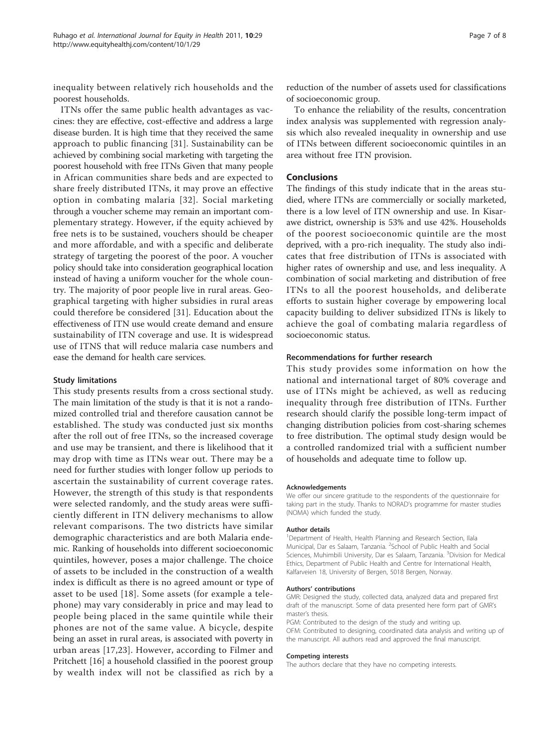inequality between relatively rich households and the poorest households.

ITNs offer the same public health advantages as vaccines: they are effective, cost-effective and address a large disease burden. It is high time that they received the same approach to public financing [31]. Sustainability can be achieved by combining social marketing with targeting the poorest household with free ITNs Given that many people in African communities share beds and are expected to share freely distributed ITNs, it may prove an effective option in combating malaria [32]. Social marketing through a voucher scheme may remain an important complementary strategy. However, if the equity achieved by free nets is to be sustained, vouchers should be cheaper and more affordable, and with a specific and deliberate strategy of targeting the poorest of the poor. A voucher policy should take into consideration geographical location instead of having a uniform voucher for the whole country. The majority of poor people live in rural areas. Geographical targeting with higher subsidies in rural areas could therefore be considered [31]. Education about the effectiveness of ITN use would create demand and ensure sustainability of ITN coverage and use. It is widespread use of ITNS that will reduce malaria case numbers and ease the demand for health care services.

### Study limitations

This study presents results from a cross sectional study. The main limitation of the study is that it is not a randomized controlled trial and therefore causation cannot be established. The study was conducted just six months after the roll out of free ITNs, so the increased coverage and use may be transient, and there is likelihood that it may drop with time as ITNs wear out. There may be a need for further studies with longer follow up periods to ascertain the sustainability of current coverage rates. However, the strength of this study is that respondents were selected randomly, and the study areas were sufficiently different in ITN delivery mechanisms to allow relevant comparisons. The two districts have similar demographic characteristics and are both Malaria endemic. Ranking of households into different socioeconomic quintiles, however, poses a major challenge. The choice of assets to be included in the construction of a wealth index is difficult as there is no agreed amount or type of asset to be used [18]. Some assets (for example a telephone) may vary considerably in price and may lead to people being placed in the same quintile while their phones are not of the same value. A bicycle, despite being an asset in rural areas, is associated with poverty in urban areas [17,23]. However, according to Filmer and Pritchett [16] a household classified in the poorest group by wealth index will not be classified as rich by a reduction of the number of assets used for classifications of socioeconomic group.

To enhance the reliability of the results, concentration index analysis was supplemented with regression analysis which also revealed inequality in ownership and use of ITNs between different socioeconomic quintiles in an area without free ITN provision.

## Conclusions

The findings of this study indicate that in the areas studied, where ITNs are commercially or socially marketed, there is a low level of ITN ownership and use. In Kisarawe district, ownership is 53% and use 42%. Households of the poorest socioeconomic quintile are the most deprived, with a pro-rich inequality. The study also indicates that free distribution of ITNs is associated with higher rates of ownership and use, and less inequality. A combination of social marketing and distribution of free ITNs to all the poorest households, and deliberate efforts to sustain higher coverage by empowering local capacity building to deliver subsidized ITNs is likely to achieve the goal of combating malaria regardless of socioeconomic status.

### Recommendations for further research

This study provides some information on how the national and international target of 80% coverage and use of ITNs might be achieved, as well as reducing inequality through free distribution of ITNs. Further research should clarify the possible long-term impact of changing distribution policies from cost-sharing schemes to free distribution. The optimal study design would be a controlled randomized trial with a sufficient number of households and adequate time to follow up.

#### Acknowledgements

We offer our sincere gratitude to the respondents of the questionnaire for taking part in the study. Thanks to NORAD's programme for master studies (NOMA) which funded the study.

#### Author details

[1]Department of Health, Health Planning and Research Section, Ilala Municipal, Dar es Salaam, Tanzania. [2]School of Public Health and Social Sciences, Muhimbili University, Dar es Salaam, Tanzania. [3]Division for Medical Ethics, Department of Public Health and Centre for International Health, Kalfarveien 18, University of Bergen, 5018 Bergen, Norway.

#### Authors' contributions

GMR: Designed the study, collected data, analyzed data and prepared first draft of the manuscript. Some of data presented here form part of GMR's master's thesis.

PGM: Contributed to the design of the study and writing up.

OFM: Contributed to designing, coordinated data analysis and writing up of the manuscript. All authors read and approved the final manuscript.

#### Competing interests

The authors declare that they have no competing interests.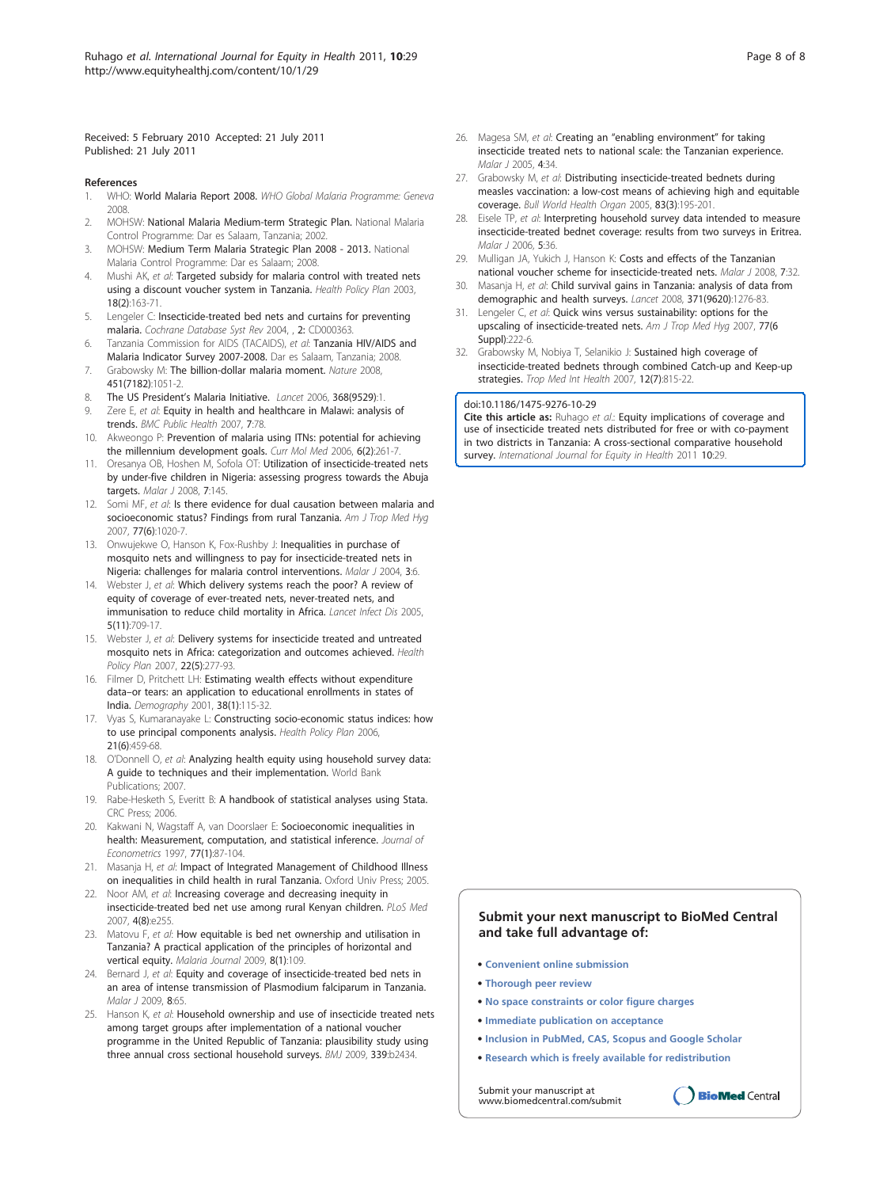Received: 5 February 2010 Accepted: 21 July 2011
Published: 21 July 2011

## References

1. WHO: **World Malaria Report 2008.** *WHO Global Malaria Programme: Geneva* 2008.
2. MOHSW: **National Malaria Medium-term Strategic Plan.** National Malaria Control Programme: Dar es Salaam, Tanzania; 2002.
3. MOHSW: **Medium Term Malaria Strategic Plan 2008 - 2013.** National Malaria Control Programme: Dar es Salaam; 2008.
4. Mushi AK, *et al*: **Targeted subsidy for malaria control with treated nets using a discount voucher system in Tanzania.** *Health Policy Plan* 2003, **18(2)**:163-71.
5. Lengeler C: **Insecticide-treated bed nets and curtains for preventing malaria.** *Cochrane Database Syst Rev* 2004, , **2**: CD000363.
6. Tanzania Commission for AIDS (TACAIDS), *et al*: **Tanzania HIV/AIDS and Malaria Indicator Survey 2007-2008.** Dar es Salaam, Tanzania; 2008.
7. Grabowsky M: **The billion-dollar malaria moment.** *Nature* 2008, **451(7182)**:1051-2.
8. **The US President's Malaria Initiative.** *Lancet* 2006, **368(9529)**:1.
9. Zere E, *et al*: **Equity in health and healthcare in Malawi: analysis of trends.** *BMC Public Health* 2007, **7**:78.
10. Akweongo P: **Prevention of malaria using ITNs: potential for achieving the millennium development goals.** *Curr Mol Med* 2006, **6(2)**:261-7.
11. Oresanya OB, Hoshen M, Sofola OT: **Utilization of insecticide-treated nets by under-five children in Nigeria: assessing progress towards the Abuja targets.** *Malar J* 2008, **7**:145.
12. Somi MF, *et al*: **Is there evidence for dual causation between malaria and socioeconomic status? Findings from rural Tanzania.** *Am J Trop Med Hyg* 2007, **77(6)**:1020-7.
13. Onwujekwe O, Hanson K, Fox-Rushby J: **Inequalities in purchase of mosquito nets and willingness to pay for insecticide-treated nets in Nigeria: challenges for malaria control interventions.** *Malar J* 2004, **3**:6.
14. Webster J, *et al*: **Which delivery systems reach the poor? A review of equity of coverage of ever-treated nets, never-treated nets, and immunisation to reduce child mortality in Africa.** *Lancet Infect Dis* 2005, **5(11)**:709-17.
15. Webster J, *et al*: **Delivery systems for insecticide treated and untreated mosquito nets in Africa: categorization and outcomes achieved.** *Health Policy Plan* 2007, **22(5)**:277-93.
16. Filmer D, Pritchett LH: **Estimating wealth effects without expenditure data–or tears: an application to educational enrollments in states of India.** *Demography* 2001, **38(1)**:115-32.
17. Vyas S, Kumaranayake L: **Constructing socio-economic status indices: how to use principal components analysis.** *Health Policy Plan* 2006, **21(6)**:459-68.
18. O'Donnell O, *et al*: **Analyzing health equity using household survey data: A guide to techniques and their implementation.** World Bank Publications; 2007.
19. Rabe-Hesketh S, Everitt B: **A handbook of statistical analyses using Stata.** CRC Press; 2006.
20. Kakwani N, Wagstaff A, van Doorslaer E: **Socioeconomic inequalities in health: Measurement, computation, and statistical inference.** *Journal of Econometrics* 1997, **77(1)**:87-104.
21. Masanja H, *et al*: **Impact of Integrated Management of Childhood Illness on inequalities in child health in rural Tanzania.** Oxford Univ Press; 2005.
22. Noor AM, *et al*: **Increasing coverage and decreasing inequity in insecticide-treated bed net use among rural Kenyan children.** *PLoS Med* 2007, **4(8)**:e255.
23. Matovu F, *et al*: **How equitable is bed net ownership and utilisation in Tanzania? A practical application of the principles of horizontal and vertical equity.** *Malaria Journal* 2009, **8(1)**:109.
24. Bernard J, *et al*: **Equity and coverage of insecticide-treated bed nets in an area of intense transmission of Plasmodium falciparum in Tanzania.** *Malar J* 2009, **8**:65.
25. Hanson K, *et al*: **Household ownership and use of insecticide treated nets among target groups after implementation of a national voucher programme in the United Republic of Tanzania: plausibility study using three annual cross sectional household surveys.** *BMJ* 2009, **339**:b2434.
26. Magesa SM, *et al*: **Creating an "enabling environment" for taking insecticide treated nets to national scale: the Tanzanian experience.** *Malar J* 2005, **4**:34.
27. Grabowsky M, *et al*: **Distributing insecticide-treated bednets during measles vaccination: a low-cost means of achieving high and equitable coverage.** *Bull World Health Organ* 2005, **83(3)**:195-201.
28. Eisele TP, *et al*: **Interpreting household survey data intended to measure insecticide-treated bednet coverage: results from two surveys in Eritrea.** *Malar J* 2006, **5**:36.
29. Mulligan JA, Yukich J, Hanson K: **Costs and effects of the Tanzanian national voucher scheme for insecticide-treated nets.** *Malar J* 2008, **7**:32.
30. Masanja H, *et al*: **Child survival gains in Tanzania: analysis of data from demographic and health surveys.** *Lancet* 2008, **371(9620)**:1276-83.
31. Lengeler C, *et al*: **Quick wins versus sustainability: options for the upscaling of insecticide-treated nets.** *Am J Trop Med Hyg* 2007, **77(6 Suppl)**:222-6.
32. Grabowsky M, Nobiya T, Selanikio J: **Sustained high coverage of insecticide-treated bednets through combined Catch-up and Keep-up strategies.** *Trop Med Int Health* 2007, **12(7)**:815-22.

doi:10.1186/1475-9276-10-29

**Cite this article as:** Ruhago *et al.*: Equity implications of coverage and use of insecticide treated nets distributed for free or with co-payment in two districts in Tanzania: A cross-sectional comparative household survey. *International Journal for Equity in Health* 2011 **10**:29.

**Submit your next manuscript to BioMed Central and take full advantage of:**

- **Convenient online submission**
- **Thorough peer review**
- **No space constraints or color figure charges**
- **Immediate publication on acceptance**
- **Inclusion in PubMed, CAS, Scopus and Google Scholar**
- **Research which is freely available for redistribution**

Submit your manuscript at
www.biomedcentral.com/submit